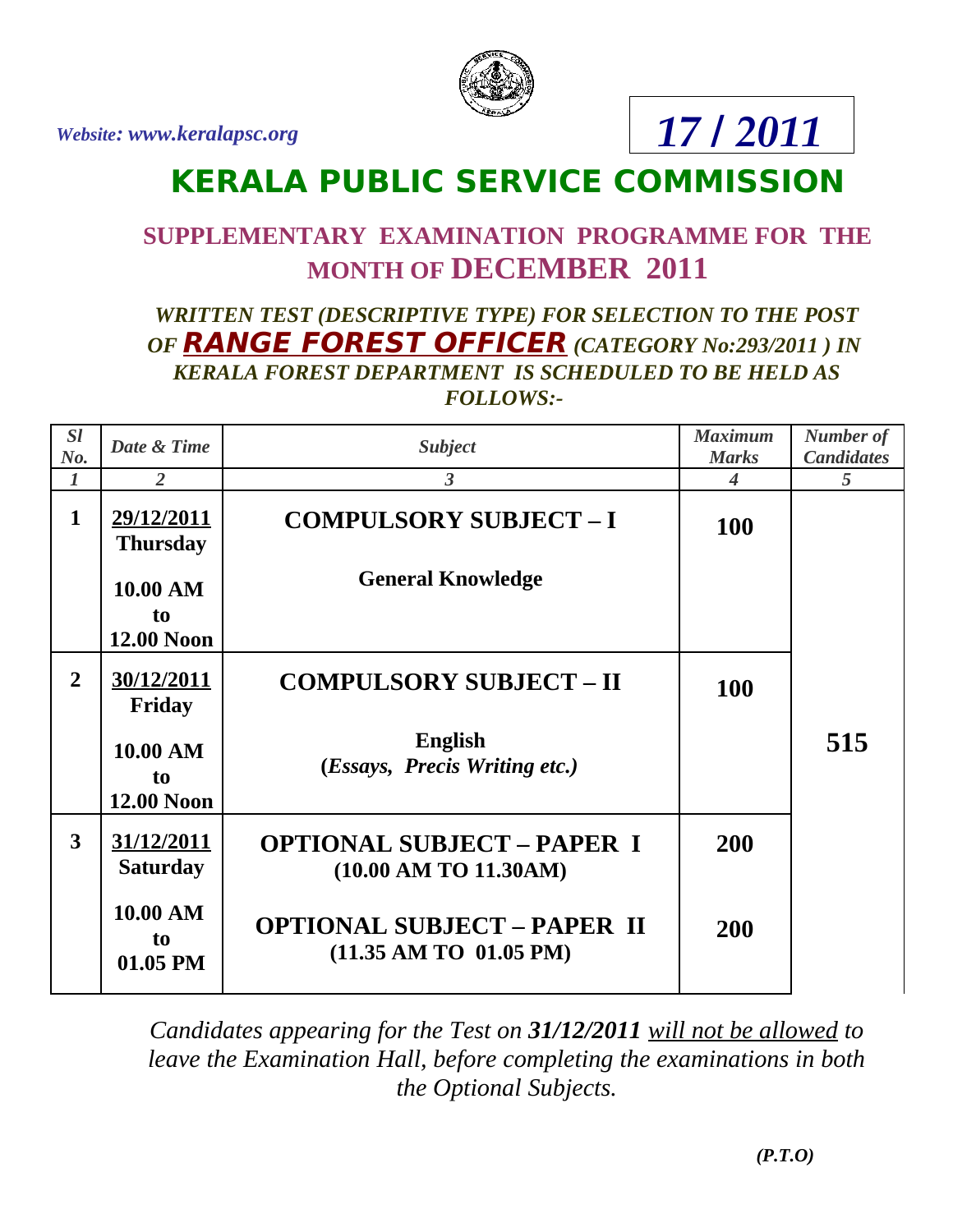*Website: www.keralapsc.org*

**17 / 2011**

# KERALA PUBLIC SERVICE COMMISSION

## SUPPLEMENTARY EXAMINATION PROGRAMME FOR THE MONTH OF DECEMBER 2011

***WRITTEN TEST (DESCRIPTIVE TYPE) FOR SELECTION TO THE POST OF RANGE FOREST OFFICER (CATEGORY No:293/2011 ) IN KERALA FOREST DEPARTMENT IS SCHEDULED TO BE HELD AS FOLLOWS:-***

| *Sl No.* | *Date & Time* | *Subject* | *Maximum Marks* | *Number of Candidates* |
|---|---|---|---|---|
| *1* | *2* | *3* | *4* | *5* |
| **1** | **29/12/2011 Thursday** **10.00 AM to 12.00 Noon** | **COMPULSORY SUBJECT – I** **General Knowledge** | **100** | **515** |
| **2** | **30/12/2011 Friday** **10.00 AM to 12.00 Noon** | **COMPULSORY SUBJECT – II** **English (*Essays, Precis Writing etc.*)** | **100** | |
| **3** | **31/12/2011 Saturday** **10.00 AM to 01.05 PM** | **OPTIONAL SUBJECT – PAPER I (10.00 AM TO 11.30AM)** **OPTIONAL SUBJECT – PAPER II (11.35 AM TO 01.05 PM)** | **200** **200** | |

*Candidates appearing for the Test on **31/12/2011** will not be allowed to leave the Examination Hall, before completing the examinations in both the Optional Subjects.*

***(P.T.O)***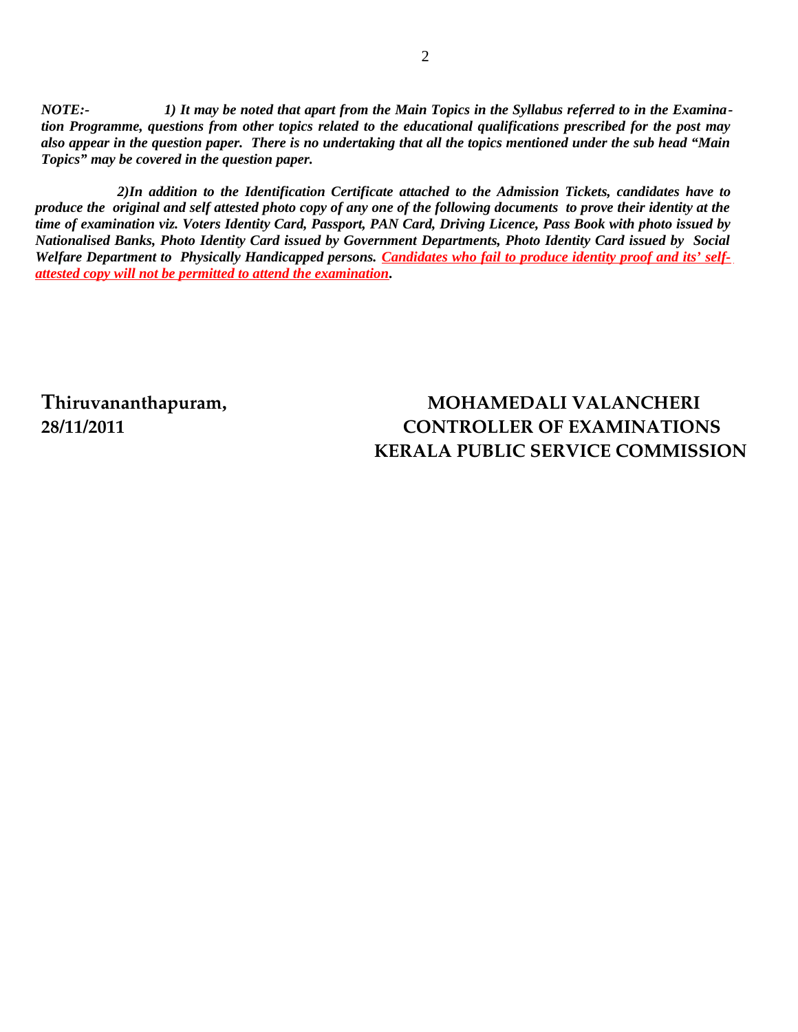***NOTE:-*** ***1) It may be noted that apart from the Main Topics in the Syllabus referred to in the Examination Programme, questions from other topics related to the educational qualifications prescribed for the post may also appear in the question paper. There is no undertaking that all the topics mentioned under the sub head "Main Topics" may be covered in the question paper.***

***2)In addition to the Identification Certificate attached to the Admission Tickets, candidates have to produce the original and self attested photo copy of any one of the following documents to prove their identity at the time of examination viz. Voters Identity Card, Passport, PAN Card, Driving Licence, Pass Book with photo issued by Nationalised Banks, Photo Identity Card issued by Government Departments, Photo Identity Card issued by Social Welfare Department to Physically Handicapped persons. Candidates who fail to produce identity proof and its' self-attested copy will not be permitted to attend the examination.***

**Thiruvananthapuram,**
**28/11/2011**

**MOHAMEDALI VALANCHERI**
**CONTROLLER OF EXAMINATIONS**
**KERALA PUBLIC SERVICE COMMISSION**